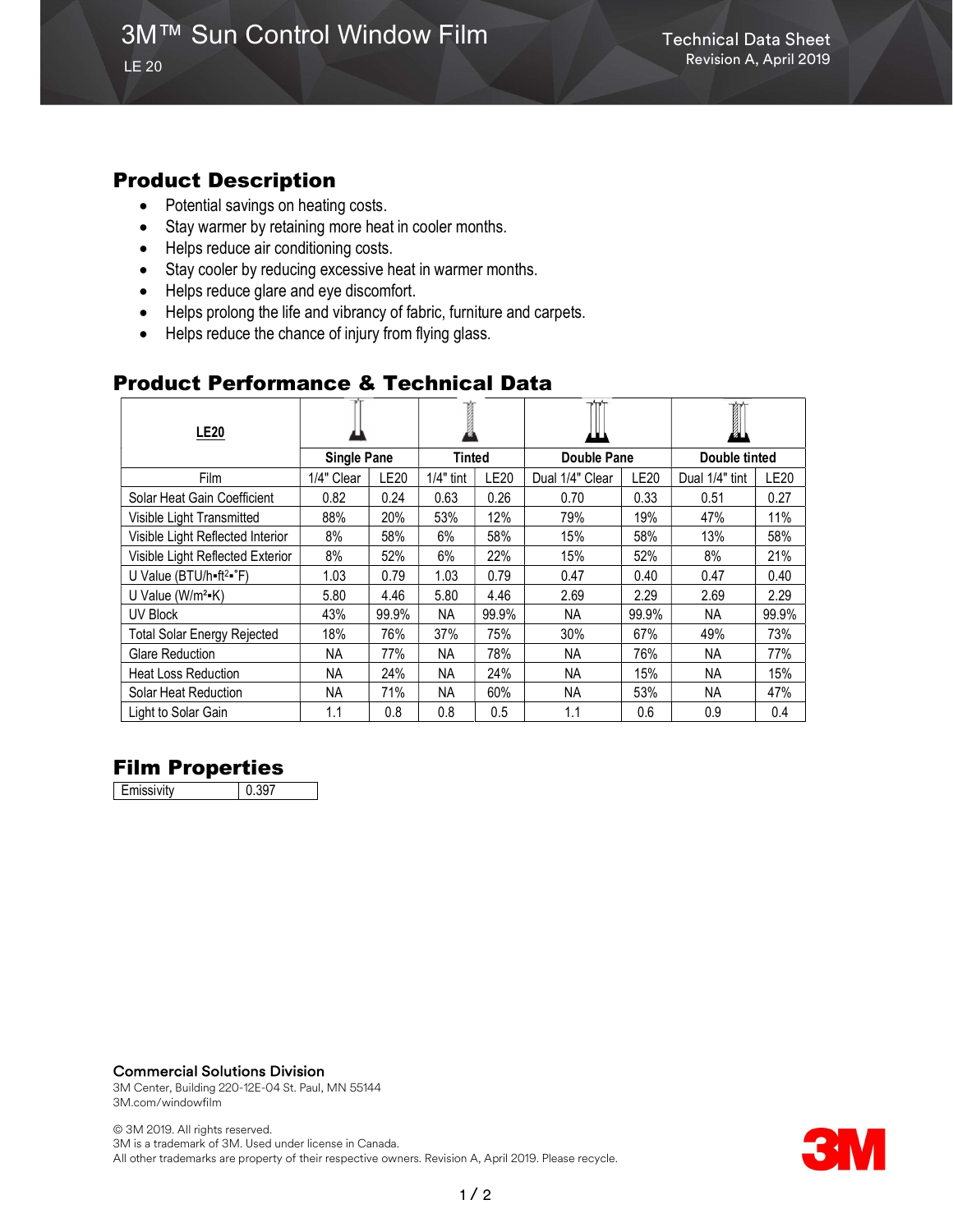# 3M™ Sun Control Window Film

LE 20

Technical Data Sheet
Revision A, April 2019

## Product Description

- Potential savings on heating costs.
- Stay warmer by retaining more heat in cooler months.
- Helps reduce air conditioning costs.
- Stay cooler by reducing excessive heat in warmer months.
- Helps reduce glare and eye discomfort.
- Helps prolong the life and vibrancy of fabric, furniture and carpets.
- Helps reduce the chance of injury from flying glass.

## Product Performance & Technical Data

| **LE20** | **Single Pane** | | **Tinted** | | **Double Pane** | | **Double tinted** | |
|---|---|---|---|---|---|---|---|---|
| Film | 1/4" Clear | LE20 | 1/4" tint | LE20 | Dual 1/4" Clear | LE20 | Dual 1/4" tint | LE20 |
| Solar Heat Gain Coefficient | 0.82 | 0.24 | 0.63 | 0.26 | 0.70 | 0.33 | 0.51 | 0.27 |
| Visible Light Transmitted | 88% | 20% | 53% | 12% | 79% | 19% | 47% | 11% |
| Visible Light Reflected Interior | 8% | 58% | 6% | 58% | 15% | 58% | 13% | 58% |
| Visible Light Reflected Exterior | 8% | 52% | 6% | 22% | 15% | 52% | 8% | 21% |
| U Value (BTU/h•ft²•˚F) | 1.03 | 0.79 | 1.03 | 0.79 | 0.47 | 0.40 | 0.47 | 0.40 |
| U Value (W/m²•K) | 5.80 | 4.46 | 5.80 | 4.46 | 2.69 | 2.29 | 2.69 | 2.29 |
| UV Block | 43% | 99.9% | NA | 99.9% | NA | 99.9% | NA | 99.9% |
| Total Solar Energy Rejected | 18% | 76% | 37% | 75% | 30% | 67% | 49% | 73% |
| Glare Reduction | NA | 77% | NA | 78% | NA | 76% | NA | 77% |
| Heat Loss Reduction | NA | 24% | NA | 24% | NA | 15% | NA | 15% |
| Solar Heat Reduction | NA | 71% | NA | 60% | NA | 53% | NA | 47% |
| Light to Solar Gain | 1.1 | 0.8 | 0.8 | 0.5 | 1.1 | 0.6 | 0.9 | 0.4 |

## Film Properties

| Emissivity | 0.397 |
|---|---|

**Commercial Solutions Division**
3M Center, Building 220-12E-04 St. Paul, MN 55144
3M.com/windowfilm

© 3M 2019. All rights reserved.
3M is a trademark of 3M. Used under license in Canada.
All other trademarks are property of their respective owners. Revision A, April 2019. Please recycle.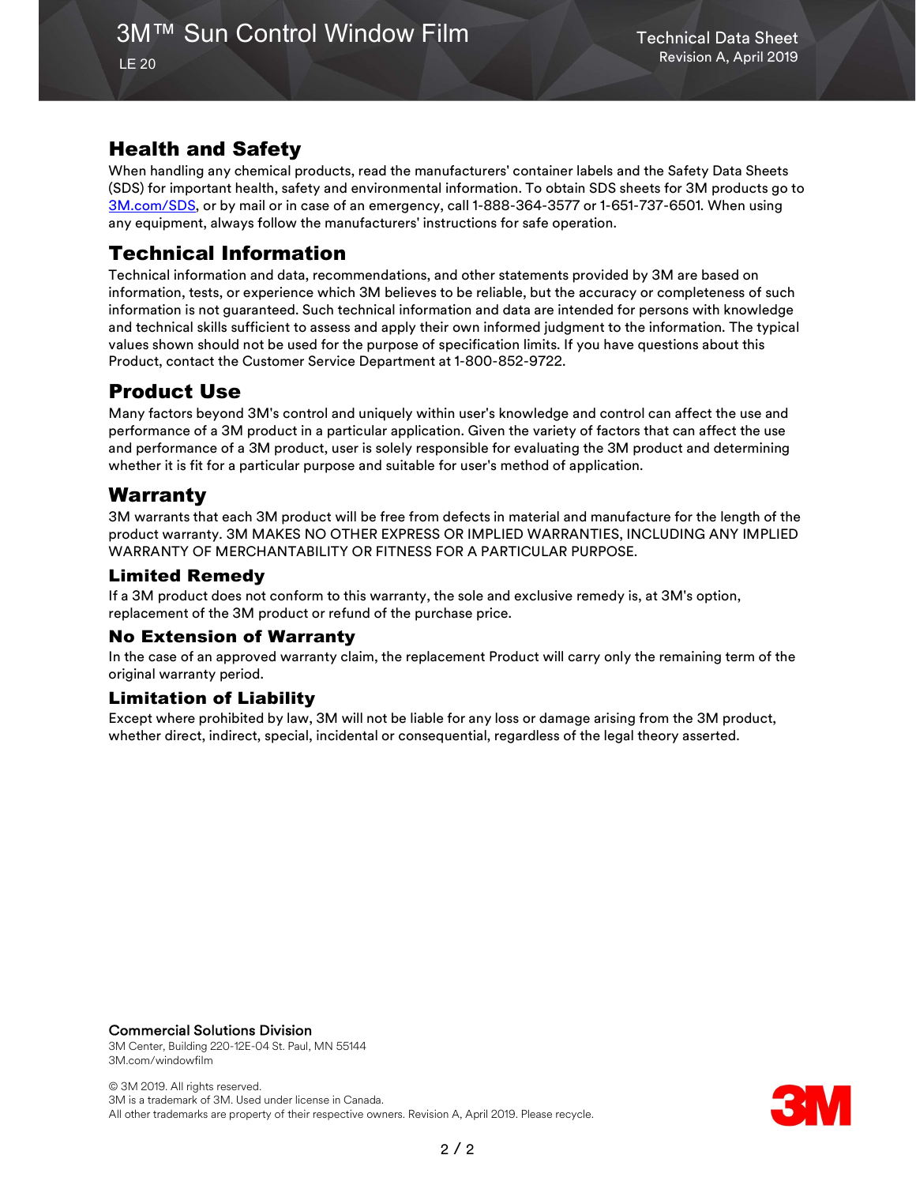## Health and Safety

When handling any chemical products, read the manufacturers' container labels and the Safety Data Sheets (SDS) for important health, safety and environmental information. To obtain SDS sheets for 3M products go to 3M.com/SDS, or by mail or in case of an emergency, call 1-888-364-3577 or 1-651-737-6501. When using any equipment, always follow the manufacturers' instructions for safe operation.

## Technical Information

Technical information and data, recommendations, and other statements provided by 3M are based on information, tests, or experience which 3M believes to be reliable, but the accuracy or completeness of such information is not guaranteed. Such technical information and data are intended for persons with knowledge and technical skills sufficient to assess and apply their own informed judgment to the information. The typical values shown should not be used for the purpose of specification limits. If you have questions about this Product, contact the Customer Service Department at 1-800-852-9722.

## Product Use

Many factors beyond 3M's control and uniquely within user's knowledge and control can affect the use and performance of a 3M product in a particular application. Given the variety of factors that can affect the use and performance of a 3M product, user is solely responsible for evaluating the 3M product and determining whether it is fit for a particular purpose and suitable for user's method of application.

## Warranty

3M warrants that each 3M product will be free from defects in material and manufacture for the length of the product warranty. 3M MAKES NO OTHER EXPRESS OR IMPLIED WARRANTIES, INCLUDING ANY IMPLIED WARRANTY OF MERCHANTABILITY OR FITNESS FOR A PARTICULAR PURPOSE.

### Limited Remedy

If a 3M product does not conform to this warranty, the sole and exclusive remedy is, at 3M's option, replacement of the 3M product or refund of the purchase price.

### No Extension of Warranty

In the case of an approved warranty claim, the replacement Product will carry only the remaining term of the original warranty period.

### Limitation of Liability

Except where prohibited by law, 3M will not be liable for any loss or damage arising from the 3M product, whether direct, indirect, special, incidental or consequential, regardless of the legal theory asserted.

**Commercial Solutions Division**
3M Center, Building 220-12E-04 St. Paul, MN 55144
3M.com/windowfilm

© 3M 2019. All rights reserved.
3M is a trademark of 3M. Used under license in Canada.
All other trademarks are property of their respective owners. Revision A, April 2019. Please recycle.